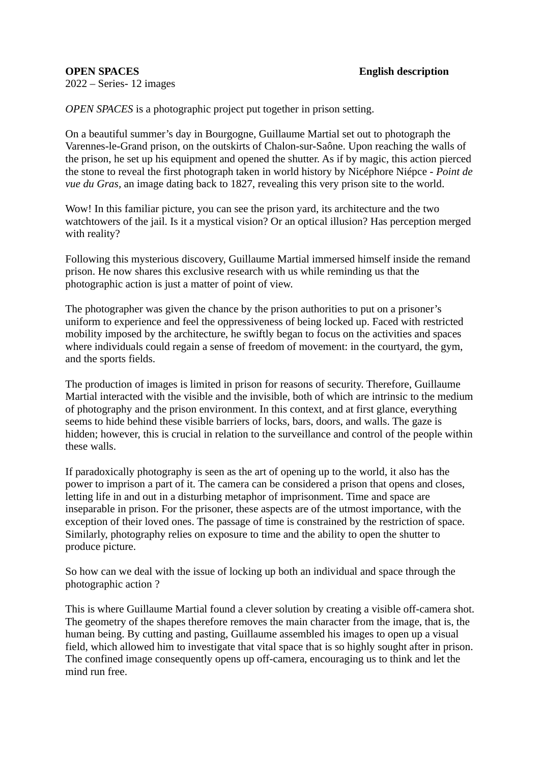**OPEN SPACES** **English description**

2022 – Series- 12 images

*OPEN SPACES* is a photographic project put together in prison setting.

On a beautiful summer's day in Bourgogne, Guillaume Martial set out to photograph the Varennes-le-Grand prison, on the outskirts of Chalon-sur-Saône. Upon reaching the walls of the prison, he set up his equipment and opened the shutter. As if by magic, this action pierced the stone to reveal the first photograph taken in world history by Nicéphore Niépce - *Point de vue du Gras*, an image dating back to 1827, revealing this very prison site to the world.

Wow! In this familiar picture, you can see the prison yard, its architecture and the two watchtowers of the jail. Is it a mystical vision? Or an optical illusion? Has perception merged with reality?

Following this mysterious discovery, Guillaume Martial immersed himself inside the remand prison. He now shares this exclusive research with us while reminding us that the photographic action is just a matter of point of view.

The photographer was given the chance by the prison authorities to put on a prisoner's uniform to experience and feel the oppressiveness of being locked up. Faced with restricted mobility imposed by the architecture, he swiftly began to focus on the activities and spaces where individuals could regain a sense of freedom of movement: in the courtyard, the gym, and the sports fields.

The production of images is limited in prison for reasons of security. Therefore, Guillaume Martial interacted with the visible and the invisible, both of which are intrinsic to the medium of photography and the prison environment. In this context, and at first glance, everything seems to hide behind these visible barriers of locks, bars, doors, and walls. The gaze is hidden; however, this is crucial in relation to the surveillance and control of the people within these walls.

If paradoxically photography is seen as the art of opening up to the world, it also has the power to imprison a part of it. The camera can be considered a prison that opens and closes, letting life in and out in a disturbing metaphor of imprisonment. Time and space are inseparable in prison. For the prisoner, these aspects are of the utmost importance, with the exception of their loved ones. The passage of time is constrained by the restriction of space. Similarly, photography relies on exposure to time and the ability to open the shutter to produce picture.

So how can we deal with the issue of locking up both an individual and space through the photographic action ?

This is where Guillaume Martial found a clever solution by creating a visible off-camera shot. The geometry of the shapes therefore removes the main character from the image, that is, the human being. By cutting and pasting, Guillaume assembled his images to open up a visual field, which allowed him to investigate that vital space that is so highly sought after in prison. The confined image consequently opens up off-camera, encouraging us to think and let the mind run free.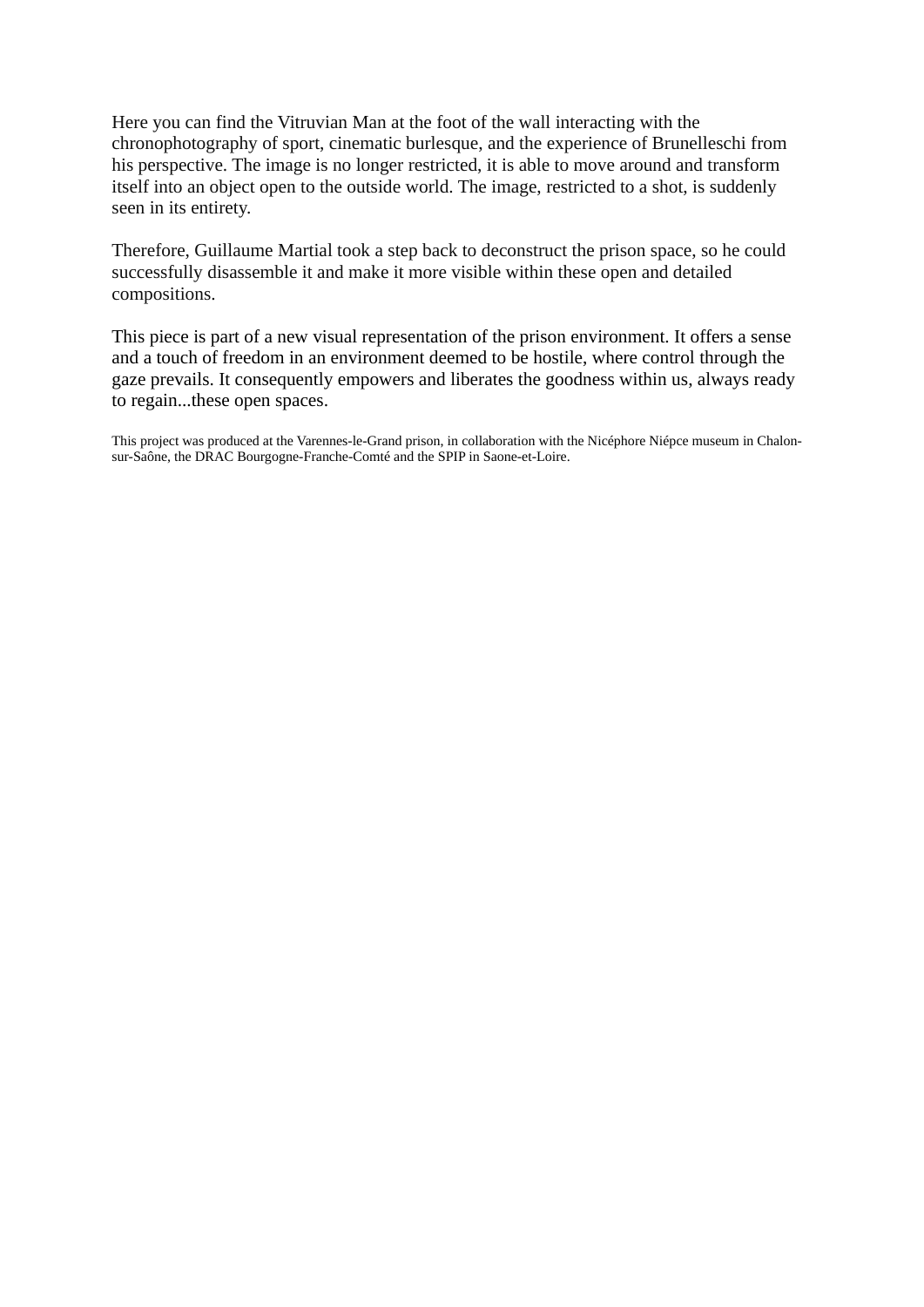Here you can find the Vitruvian Man at the foot of the wall interacting with the chronophotography of sport, cinematic burlesque, and the experience of Brunelleschi from his perspective. The image is no longer restricted, it is able to move around and transform itself into an object open to the outside world. The image, restricted to a shot, is suddenly seen in its entirety.

Therefore, Guillaume Martial took a step back to deconstruct the prison space, so he could successfully disassemble it and make it more visible within these open and detailed compositions.

This piece is part of a new visual representation of the prison environment. It offers a sense and a touch of freedom in an environment deemed to be hostile, where control through the gaze prevails. It consequently empowers and liberates the goodness within us, always ready to regain...these open spaces.

This project was produced at the Varennes-le-Grand prison, in collaboration with the Nicéphore Niépce museum in Chalon-sur-Saône, the DRAC Bourgogne-Franche-Comté and the SPIP in Saone-et-Loire.